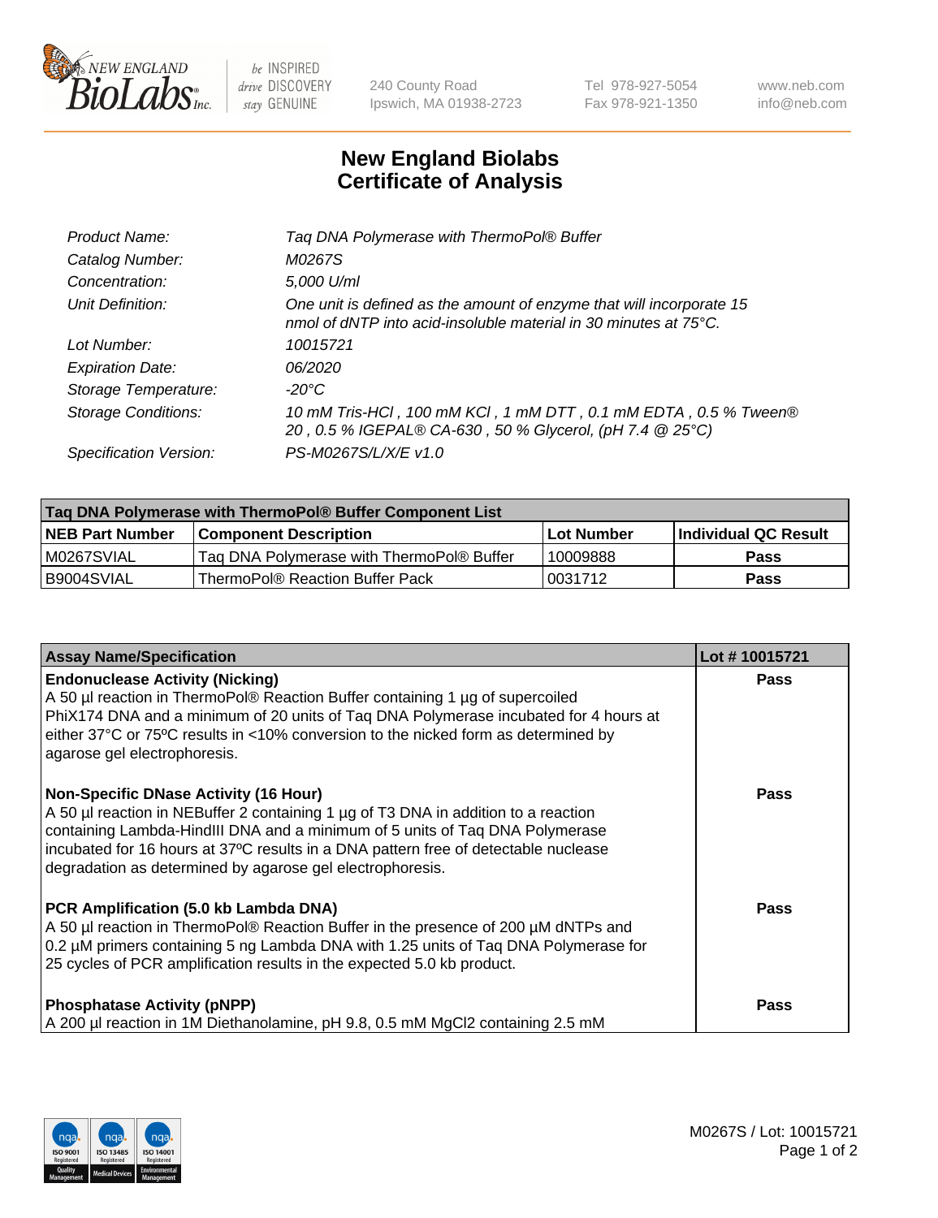# New England Biolabs
# Certificate of Analysis

| | |
|---|---|
| *Product Name:* | *Taq DNA Polymerase with ThermoPol® Buffer* |
| *Catalog Number:* | *M0267S* |
| *Concentration:* | *5,000 U/ml* |
| *Unit Definition:* | *One unit is defined as the amount of enzyme that will incorporate 15 nmol of dNTP into acid-insoluble material in 30 minutes at 75°C.* |
| *Lot Number:* | *10015721* |
| *Expiration Date:* | *06/2020* |
| *Storage Temperature:* | *-20°C* |
| *Storage Conditions:* | *10 mM Tris-HCl , 100 mM KCl , 1 mM DTT , 0.1 mM EDTA , 0.5 % Tween® 20 , 0.5 % IGEPAL® CA-630 , 50 % Glycerol, (pH 7.4 @ 25°C)* |
| *Specification Version:* | *PS-M0267S/L/X/E v1.0* |

| Taq DNA Polymerase with ThermoPol® Buffer Component List | | | |
|---|---|---|---|
| **NEB Part Number** | **Component Description** | **Lot Number** | **Individual QC Result** |
| M0267SVIAL | Taq DNA Polymerase with ThermoPol® Buffer | 10009888 | **Pass** |
| B9004SVIAL | ThermoPol® Reaction Buffer Pack | 0031712 | **Pass** |

| Assay Name/Specification | Lot # 10015721 |
|---|---|
| **Endonuclease Activity (Nicking)**<br>A 50 µl reaction in ThermoPol® Reaction Buffer containing 1 µg of supercoiled PhiX174 DNA and a minimum of 20 units of Taq DNA Polymerase incubated for 4 hours at either 37°C or 75ºC results in <10% conversion to the nicked form as determined by agarose gel electrophoresis. | **Pass** |
| **Non-Specific DNase Activity (16 Hour)**<br>A 50 µl reaction in NEBuffer 2 containing 1 µg of T3 DNA in addition to a reaction containing Lambda-HindIII DNA and a minimum of 5 units of Taq DNA Polymerase incubated for 16 hours at 37ºC results in a DNA pattern free of detectable nuclease degradation as determined by agarose gel electrophoresis. | **Pass** |
| **PCR Amplification (5.0 kb Lambda DNA)**<br>A 50 µl reaction in ThermoPol® Reaction Buffer in the presence of 200 µM dNTPs and 0.2 µM primers containing 5 ng Lambda DNA with 1.25 units of Taq DNA Polymerase for 25 cycles of PCR amplification results in the expected 5.0 kb product. | **Pass** |
| **Phosphatase Activity (pNPP)**<br>A 200 µl reaction in 1M Diethanolamine, pH 9.8, 0.5 mM $MgCl_2$ containing 2.5 mM | **Pass** |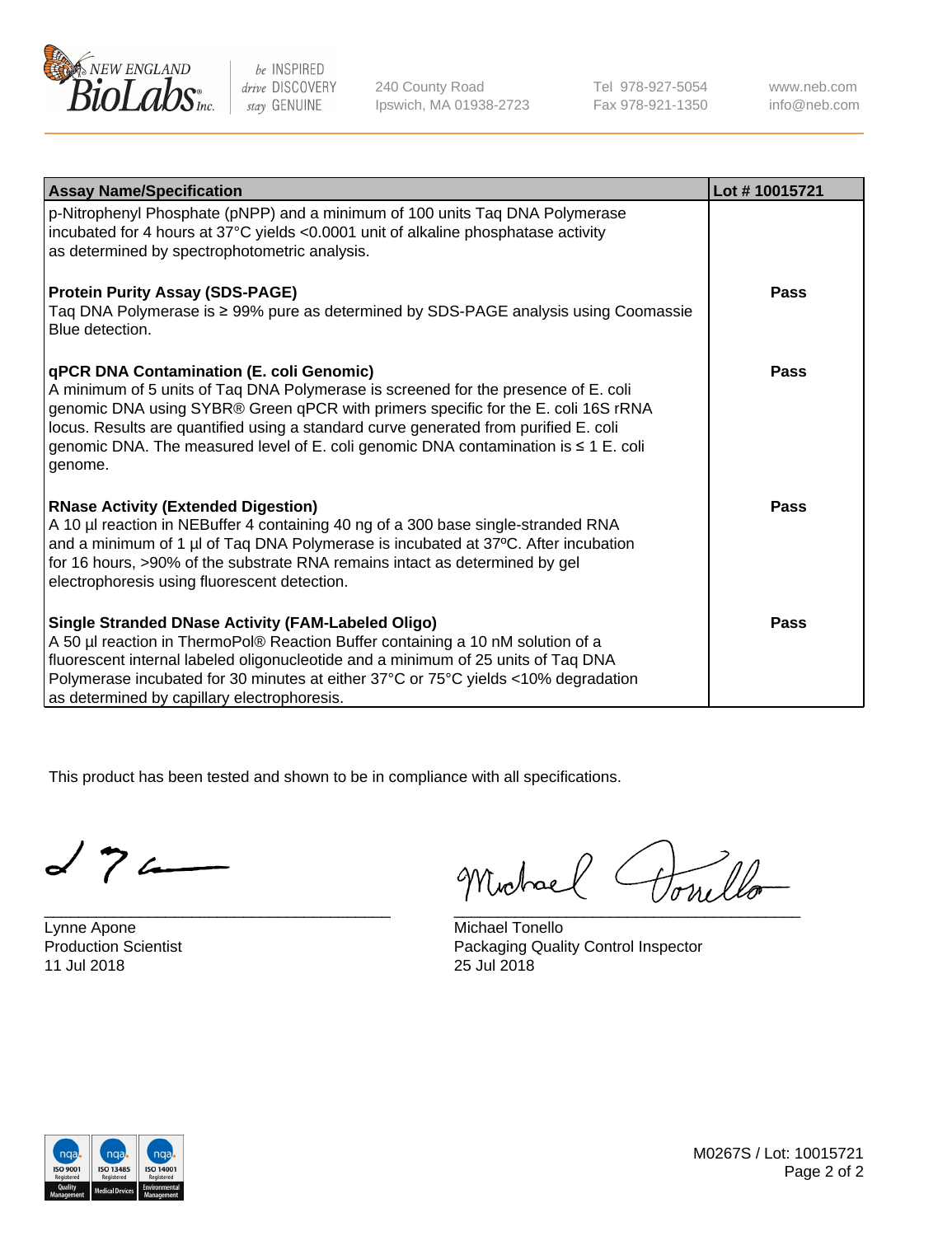| Assay Name/Specification | Lot # 10015721 |
|---|---|
| p-Nitrophenyl Phosphate (pNPP) and a minimum of 100 units Taq DNA Polymerase incubated for 4 hours at 37°C yields <0.0001 unit of alkaline phosphatase activity as determined by spectrophotometric analysis. | |
| **Protein Purity Assay (SDS-PAGE)**<br>Taq DNA Polymerase is ≥ 99% pure as determined by SDS-PAGE analysis using Coomassie Blue detection. | Pass |
| **qPCR DNA Contamination (E. coli Genomic)**<br>A minimum of 5 units of Taq DNA Polymerase is screened for the presence of E. coli genomic DNA using SYBR® Green qPCR with primers specific for the E. coli 16S rRNA locus. Results are quantified using a standard curve generated from purified E. coli genomic DNA. The measured level of E. coli genomic DNA contamination is ≤ 1 E. coli genome. | Pass |
| **RNase Activity (Extended Digestion)**<br>A 10 µl reaction in NEBuffer 4 containing 40 ng of a 300 base single-stranded RNA and a minimum of 1 µl of Taq DNA Polymerase is incubated at 37ºC. After incubation for 16 hours, >90% of the substrate RNA remains intact as determined by gel electrophoresis using fluorescent detection. | Pass |
| **Single Stranded DNase Activity (FAM-Labeled Oligo)**<br>A 50 µl reaction in ThermoPol® Reaction Buffer containing a 10 nM solution of a fluorescent internal labeled oligonucleotide and a minimum of 25 units of Taq DNA Polymerase incubated for 30 minutes at either 37°C or 75°C yields <10% degradation as determined by capillary electrophoresis. | Pass |

This product has been tested and shown to be in compliance with all specifications.

Lynne Apone
Production Scientist
11 Jul 2018

Michael Tonello
Packaging Quality Control Inspector
25 Jul 2018

M0267S / Lot: 10015721